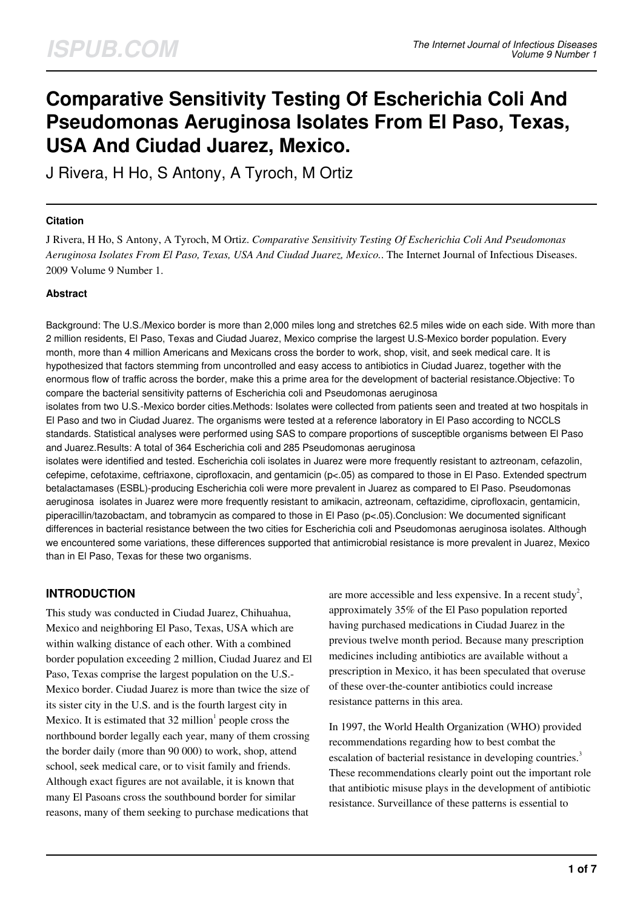# Comparative Sensitivity Testing Of Escherichia Coli And Pseudomonas Aeruginosa Isolates From El Paso, Texas, USA And Ciudad Juarez, Mexico.

J Rivera, H Ho, S Antony, A Tyroch, M Ortiz

### Citation

J Rivera, H Ho, S Antony, A Tyroch, M Ortiz. *Comparative Sensitivity Testing Of Escherichia Coli And Pseudomonas Aeruginosa Isolates From El Paso, Texas, USA And Ciudad Juarez, Mexico.*. The Internet Journal of Infectious Diseases. 2009 Volume 9 Number 1.

### Abstract

Background: The U.S./Mexico border is more than 2,000 miles long and stretches 62.5 miles wide on each side. With more than 2 million residents, El Paso, Texas and Ciudad Juarez, Mexico comprise the largest U.S-Mexico border population. Every month, more than 4 million Americans and Mexicans cross the border to work, shop, visit, and seek medical care. It is hypothesized that factors stemming from uncontrolled and easy access to antibiotics in Ciudad Juarez, together with the enormous flow of traffic across the border, make this a prime area for the development of bacterial resistance.Objective: To compare the bacterial sensitivity patterns of Escherichia coli and Pseudomonas aeruginosa isolates from two U.S.-Mexico border cities.Methods: Isolates were collected from patients seen and treated at two hospitals in El Paso and two in Ciudad Juarez. The organisms were tested at a reference laboratory in El Paso according to NCCLS standards. Statistical analyses were performed using SAS to compare proportions of susceptible organisms between El Paso and Juarez.Results: A total of 364 Escherichia coli and 285 Pseudomonas aeruginosa isolates were identified and tested. Escherichia coli isolates in Juarez were more frequently resistant to aztreonam, cefazolin, cefepime, cefotaxime, ceftriaxone, ciprofloxacin, and gentamicin ($p<.05$) as compared to those in El Paso. Extended spectrum betalactamases (ESBL)-producing Escherichia coli were more prevalent in Juarez as compared to El Paso. Pseudomonas aeruginosa isolates in Juarez were more frequently resistant to amikacin, aztreonam, ceftazidime, ciprofloxacin, gentamicin, piperacillin/tazobactam, and tobramycin as compared to those in El Paso ($p<.05$).Conclusion: We documented significant differences in bacterial resistance between the two cities for Escherichia coli and Pseudomonas aeruginosa isolates. Although we encountered some variations, these differences supported that antimicrobial resistance is more prevalent in Juarez, Mexico than in El Paso, Texas for these two organisms.

## INTRODUCTION

This study was conducted in Ciudad Juarez, Chihuahua, Mexico and neighboring El Paso, Texas, USA which are within walking distance of each other. With a combined border population exceeding 2 million, Ciudad Juarez and El Paso, Texas comprise the largest population on the U.S.-Mexico border. Ciudad Juarez is more than twice the size of its sister city in the U.S. and is the fourth largest city in Mexico. It is estimated that 32 million[1] people cross the northbound border legally each year, many of them crossing the border daily (more than 90 000) to work, shop, attend school, seek medical care, or to visit family and friends. Although exact figures are not available, it is known that many El Pasoans cross the southbound border for similar reasons, many of them seeking to purchase medications that are more accessible and less expensive. In a recent study[2], approximately 35% of the El Paso population reported having purchased medications in Ciudad Juarez in the previous twelve month period. Because many prescription medicines including antibiotics are available without a prescription in Mexico, it has been speculated that overuse of these over-the-counter antibiotics could increase resistance patterns in this area.

In 1997, the World Health Organization (WHO) provided recommendations regarding how to best combat the escalation of bacterial resistance in developing countries.[3] These recommendations clearly point out the important role that antibiotic misuse plays in the development of antibiotic resistance. Surveillance of these patterns is essential to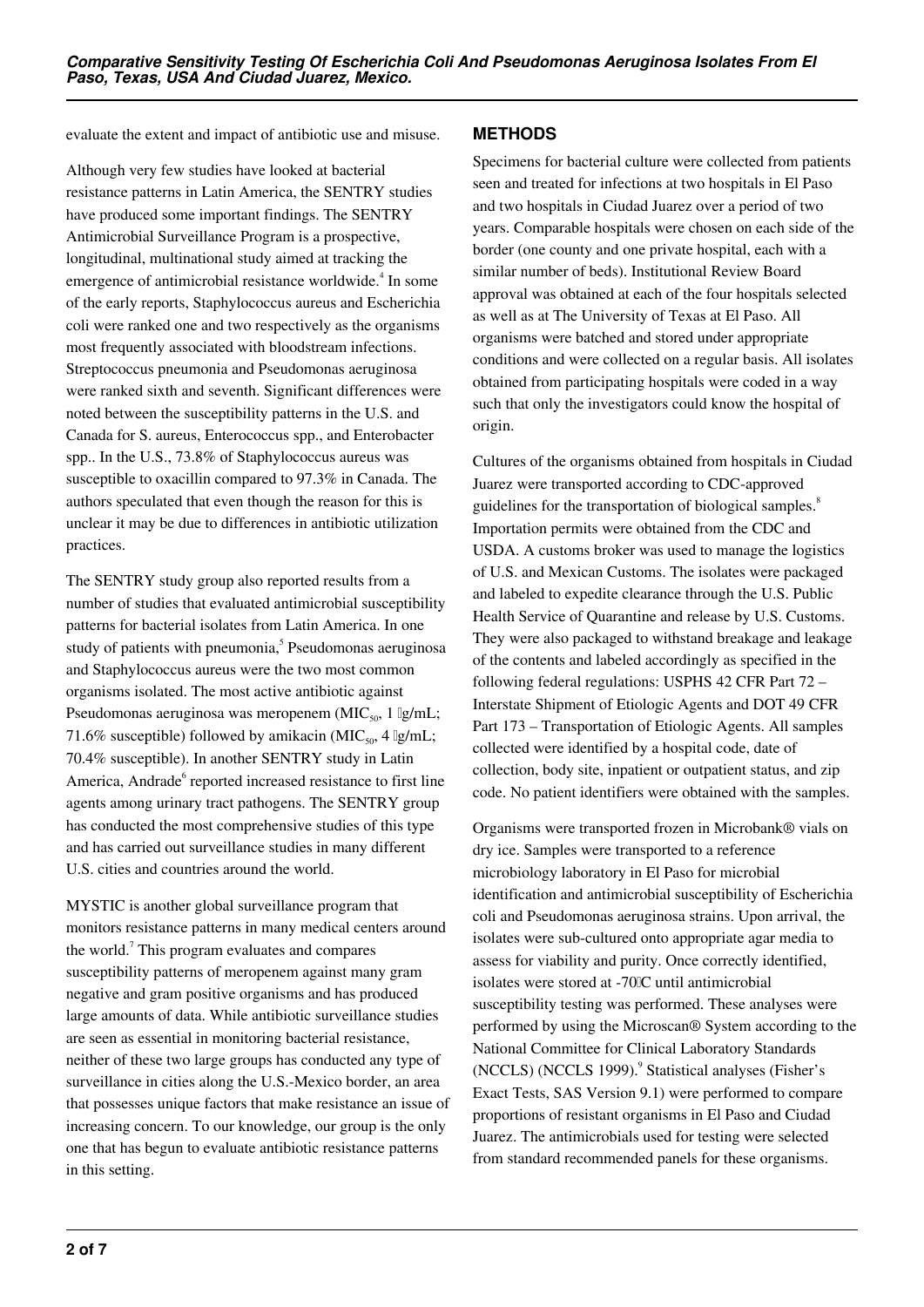evaluate the extent and impact of antibiotic use and misuse.

Although very few studies have looked at bacterial resistance patterns in Latin America, the SENTRY studies have produced some important findings. The SENTRY Antimicrobial Surveillance Program is a prospective, longitudinal, multinational study aimed at tracking the emergence of antimicrobial resistance worldwide.[4] In some of the early reports, Staphylococcus aureus and Escherichia coli were ranked one and two respectively as the organisms most frequently associated with bloodstream infections. Streptococcus pneumonia and Pseudomonas aeruginosa were ranked sixth and seventh. Significant differences were noted between the susceptibility patterns in the U.S. and Canada for S. aureus, Enterococcus spp., and Enterobacter spp.. In the U.S., 73.8% of Staphylococcus aureus was susceptible to oxacillin compared to 97.3% in Canada. The authors speculated that even though the reason for this is unclear it may be due to differences in antibiotic utilization practices.

The SENTRY study group also reported results from a number of studies that evaluated antimicrobial susceptibility patterns for bacterial isolates from Latin America. In one study of patients with pneumonia,[5] Pseudomonas aeruginosa and Staphylococcus aureus were the two most common organisms isolated. The most active antibiotic against Pseudomonas aeruginosa was meropenem ($MIC_{50}$, 1 μg/mL; 71.6% susceptible) followed by amikacin ($MIC_{50}$, 4 μg/mL; 70.4% susceptible). In another SENTRY study in Latin America, Andrade[6] reported increased resistance to first line agents among urinary tract pathogens. The SENTRY group has conducted the most comprehensive studies of this type and has carried out surveillance studies in many different U.S. cities and countries around the world.

MYSTIC is another global surveillance program that monitors resistance patterns in many medical centers around the world.[7] This program evaluates and compares susceptibility patterns of meropenem against many gram negative and gram positive organisms and has produced large amounts of data. While antibiotic surveillance studies are seen as essential in monitoring bacterial resistance, neither of these two large groups has conducted any type of surveillance in cities along the U.S.-Mexico border, an area that possesses unique factors that make resistance an issue of increasing concern. To our knowledge, our group is the only one that has begun to evaluate antibiotic resistance patterns in this setting.

## METHODS

Specimens for bacterial culture were collected from patients seen and treated for infections at two hospitals in El Paso and two hospitals in Ciudad Juarez over a period of two years. Comparable hospitals were chosen on each side of the border (one county and one private hospital, each with a similar number of beds). Institutional Review Board approval was obtained at each of the four hospitals selected as well as at The University of Texas at El Paso. All organisms were batched and stored under appropriate conditions and were collected on a regular basis. All isolates obtained from participating hospitals were coded in a way such that only the investigators could know the hospital of origin.

Cultures of the organisms obtained from hospitals in Ciudad Juarez were transported according to CDC-approved guidelines for the transportation of biological samples.[8] Importation permits were obtained from the CDC and USDA. A customs broker was used to manage the logistics of U.S. and Mexican Customs. The isolates were packaged and labeled to expedite clearance through the U.S. Public Health Service of Quarantine and release by U.S. Customs. They were also packaged to withstand breakage and leakage of the contents and labeled accordingly as specified in the following federal regulations: USPHS 42 CFR Part 72 – Interstate Shipment of Etiologic Agents and DOT 49 CFR Part 173 – Transportation of Etiologic Agents. All samples collected were identified by a hospital code, date of collection, body site, inpatient or outpatient status, and zip code. No patient identifiers were obtained with the samples.

Organisms were transported frozen in Microbank® vials on dry ice. Samples were transported to a reference microbiology laboratory in El Paso for microbial identification and antimicrobial susceptibility of Escherichia coli and Pseudomonas aeruginosa strains. Upon arrival, the isolates were sub-cultured onto appropriate agar media to assess for viability and purity. Once correctly identified, isolates were stored at -70°C until antimicrobial susceptibility testing was performed. These analyses were performed by using the Microscan® System according to the National Committee for Clinical Laboratory Standards (NCCLS) (NCCLS 1999).[9] Statistical analyses (Fisher's Exact Tests, SAS Version 9.1) were performed to compare proportions of resistant organisms in El Paso and Ciudad Juarez. The antimicrobials used for testing were selected from standard recommended panels for these organisms.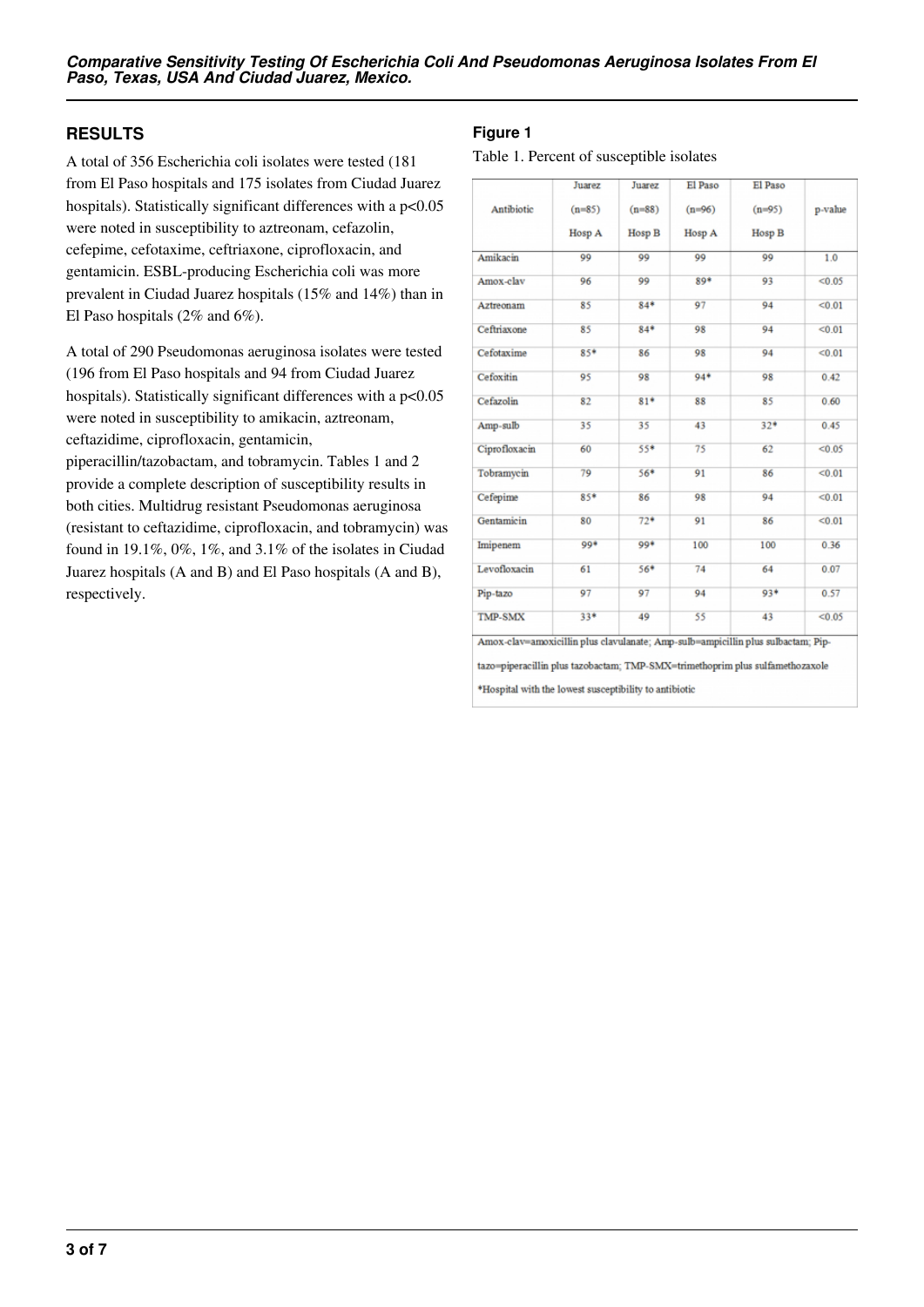## RESULTS

A total of 356 Escherichia coli isolates were tested (181 from El Paso hospitals and 175 isolates from Ciudad Juarez hospitals). Statistically significant differences with a $p<0.05$ were noted in susceptibility to aztreonam, cefazolin, cefepime, cefotaxime, ceftriaxone, ciprofloxacin, and gentamicin. ESBL-producing Escherichia coli was more prevalent in Ciudad Juarez hospitals (15% and 14%) than in El Paso hospitals (2% and 6%).

A total of 290 Pseudomonas aeruginosa isolates were tested (196 from El Paso hospitals and 94 from Ciudad Juarez hospitals). Statistically significant differences with a $p<0.05$ were noted in susceptibility to amikacin, aztreonam, ceftazidime, ciprofloxacin, gentamicin, piperacillin/tazobactam, and tobramycin. Tables 1 and 2 provide a complete description of susceptibility results in both cities. Multidrug resistant Pseudomonas aeruginosa (resistant to ceftazidime, ciprofloxacin, and tobramycin) was found in 19.1%, 0%, 1%, and 3.1% of the isolates in Ciudad Juarez hospitals (A and B) and El Paso hospitals (A and B), respectively.

### Figure 1

Table 1. Percent of susceptible isolates

| Antibiotic | Juarez (n=85) Hosp A | Juarez (n=88) Hosp B | El Paso (n=96) Hosp A | El Paso (n=95) Hosp B | p-value |
|---|---|---|---|---|---|
| Amikacin | 99 | 99 | 99 | 99 | 1.0 |
| Amox-clav | 96 | 99 | 89* | 93 | <0.05 |
| Aztreonam | 85 | 84* | 97 | 94 | <0.01 |
| Ceftriaxone | 85 | 84* | 98 | 94 | <0.01 |
| Cefotaxime | 85* | 86 | 98 | 94 | <0.01 |
| Cefoxitin | 95 | 98 | 94* | 98 | 0.42 |
| Cefazolin | 82 | 81* | 88 | 85 | 0.60 |
| Amp-sulb | 35 | 35 | 43 | 32* | 0.45 |
| Ciprofloxacin | 60 | 55* | 75 | 62 | <0.05 |
| Tobramycin | 79 | 56* | 91 | 86 | <0.01 |
| Cefepime | 85* | 86 | 98 | 94 | <0.01 |
| Gentamicin | 80 | 72* | 91 | 86 | <0.01 |
| Imipenem | 99* | 99* | 100 | 100 | 0.36 |
| Levofloxacin | 61 | 56* | 74 | 64 | 0.07 |
| Pip-tazo | 97 | 97 | 94 | 93* | 0.57 |
| TMP-SMX | 33* | 49 | 55 | 43 | <0.05 |

Amox-clav=amoxicillin plus clavulanate; Amp-sulb=ampicillin plus sulbactam; Pip-tazo=piperacillin plus tazobactam; TMP-SMX=trimethoprim plus sulfamethozaxole

*Hospital with the lowest susceptibility to antibiotic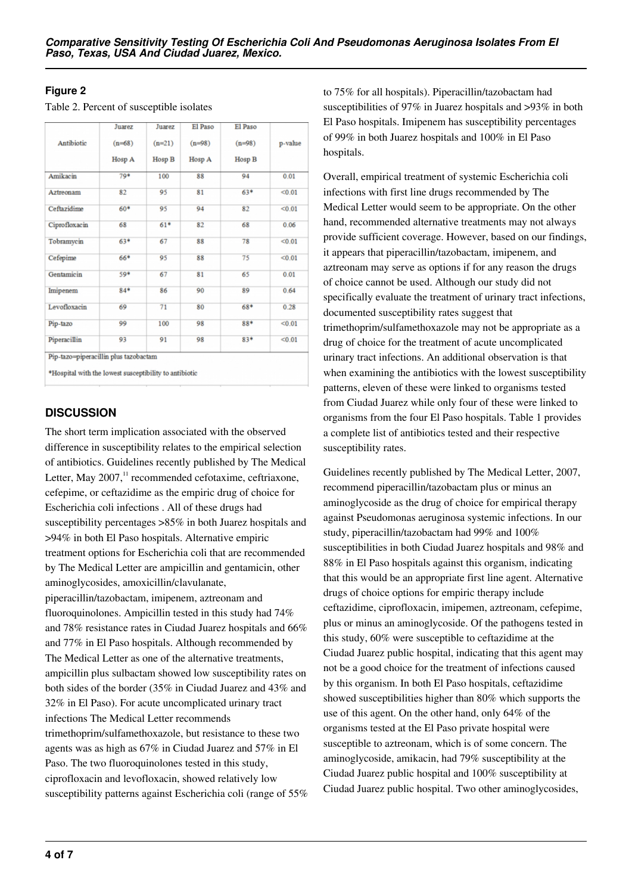## Figure 2

Table 2. Percent of susceptible isolates

| Antibiotic | Juarez (n=68) Hosp A | Juarez (n=21) Hosp B | El Paso (n=98) Hosp A | El Paso (n=98) Hosp B | p-value |
|---|---|---|---|---|---|
| Amikacin | 79* | 100 | 88 | 94 | 0.01 |
| Aztreonam | 82 | 95 | 81 | 63* | <0.01 |
| Ceftazidime | 60* | 95 | 94 | 82 | <0.01 |
| Ciprofloxacin | 68 | 61* | 82 | 68 | 0.06 |
| Tobramycin | 63* | 67 | 88 | 78 | <0.01 |
| Cefepime | 66* | 95 | 88 | 75 | <0.01 |
| Gentamicin | 59* | 67 | 81 | 65 | 0.01 |
| Imipenem | 84* | 86 | 90 | 89 | 0.64 |
| Levofloxacin | 69 | 71 | 80 | 68* | 0.28 |
| Pip-tazo | 99 | 100 | 98 | 88* | <0.01 |
| Piperacillin | 93 | 91 | 98 | 83* | <0.01 |

Pip-tazo=piperacillin plus tazobactam

*Hospital with the lowest susceptibility to antibiotic

## DISCUSSION

The short term implication associated with the observed difference in susceptibility relates to the empirical selection of antibiotics. Guidelines recently published by The Medical Letter, May 2007,[11] recommended cefotaxime, ceftriaxone, cefepime, or ceftazidime as the empiric drug of choice for Escherichia coli infections . All of these drugs had susceptibility percentages >85% in both Juarez hospitals and >94% in both El Paso hospitals. Alternative empiric treatment options for Escherichia coli that are recommended by The Medical Letter are ampicillin and gentamicin, other aminoglycosides, amoxicillin/clavulanate, piperacillin/tazobactam, imipenem, aztreonam and fluoroquinolones. Ampicillin tested in this study had 74% and 78% resistance rates in Ciudad Juarez hospitals and 66% and 77% in El Paso hospitals. Although recommended by The Medical Letter as one of the alternative treatments, ampicillin plus sulbactam showed low susceptibility rates on both sides of the border (35% in Ciudad Juarez and 43% and 32% in El Paso). For acute uncomplicated urinary tract infections The Medical Letter recommends trimethoprim/sulfamethoxazole, but resistance to these two agents was as high as 67% in Ciudad Juarez and 57% in El Paso. The two fluoroquinolones tested in this study, ciprofloxacin and levofloxacin, showed relatively low susceptibility patterns against Escherichia coli (range of 55% to 75% for all hospitals). Piperacillin/tazobactam had susceptibilities of 97% in Juarez hospitals and >93% in both El Paso hospitals. Imipenem has susceptibility percentages of 99% in both Juarez hospitals and 100% in El Paso hospitals.

Overall, empirical treatment of systemic Escherichia coli infections with first line drugs recommended by The Medical Letter would seem to be appropriate. On the other hand, recommended alternative treatments may not always provide sufficient coverage. However, based on our findings, it appears that piperacillin/tazobactam, imipenem, and aztreonam may serve as options if for any reason the drugs of choice cannot be used. Although our study did not specifically evaluate the treatment of urinary tract infections, documented susceptibility rates suggest that trimethoprim/sulfamethoxazole may not be appropriate as a drug of choice for the treatment of acute uncomplicated urinary tract infections. An additional observation is that when examining the antibiotics with the lowest susceptibility patterns, eleven of these were linked to organisms tested from Ciudad Juarez while only four of these were linked to organisms from the four El Paso hospitals. Table 1 provides a complete list of antibiotics tested and their respective susceptibility rates.

Guidelines recently published by The Medical Letter, 2007, recommend piperacillin/tazobactam plus or minus an aminoglycoside as the drug of choice for empirical therapy against Pseudomonas aeruginosa systemic infections. In our study, piperacillin/tazobactam had 99% and 100% susceptibilities in both Ciudad Juarez hospitals and 98% and 88% in El Paso hospitals against this organism, indicating that this would be an appropriate first line agent. Alternative drugs of choice options for empiric therapy include ceftazidime, ciprofloxacin, imipemen, aztreonam, cefepime, plus or minus an aminoglycoside. Of the pathogens tested in this study, 60% were susceptible to ceftazidime at the Ciudad Juarez public hospital, indicating that this agent may not be a good choice for the treatment of infections caused by this organism. In both El Paso hospitals, ceftazidime showed susceptibilities higher than 80% which supports the use of this agent. On the other hand, only 64% of the organisms tested at the El Paso private hospital were susceptible to aztreonam, which is of some concern. The aminoglycoside, amikacin, had 79% susceptibility at the Ciudad Juarez public hospital and 100% susceptibility at Ciudad Juarez public hospital. Two other aminoglycosides,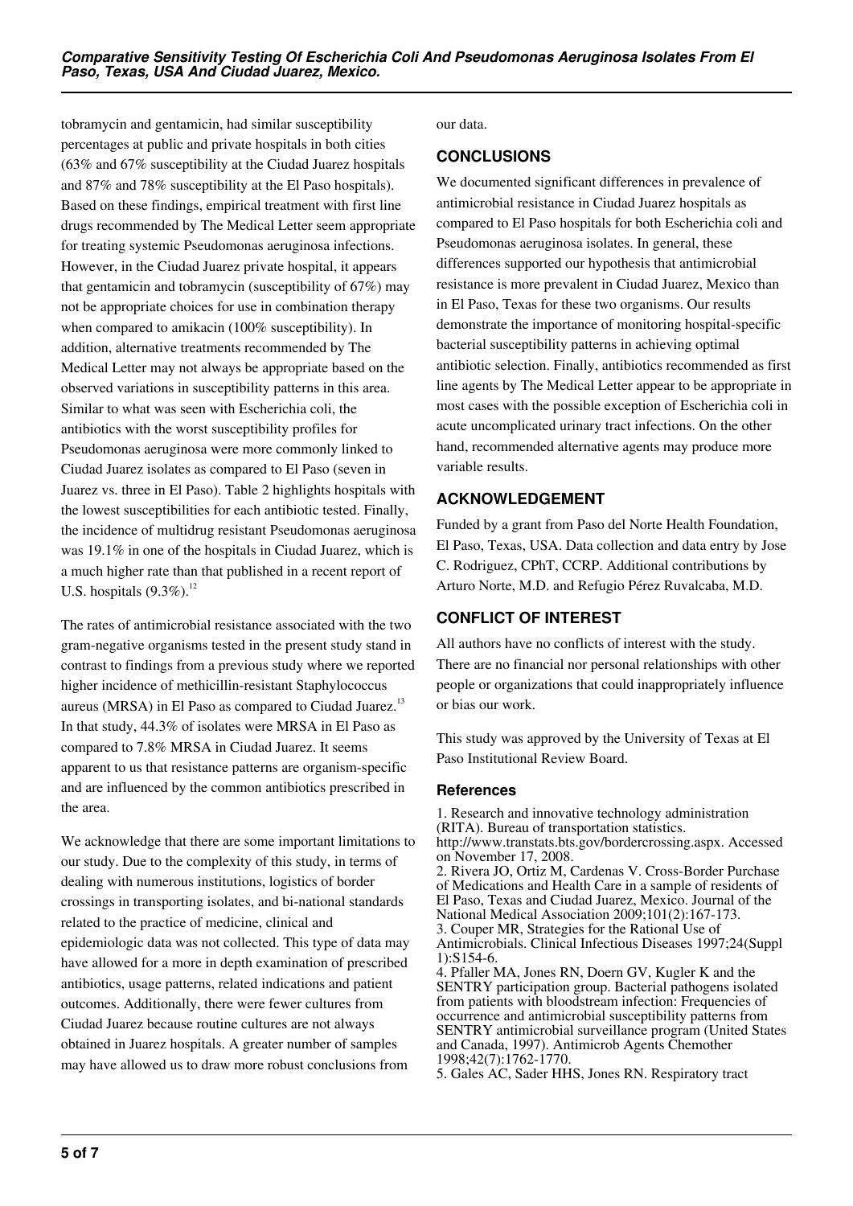tobramycin and gentamicin, had similar susceptibility percentages at public and private hospitals in both cities (63% and 67% susceptibility at the Ciudad Juarez hospitals and 87% and 78% susceptibility at the El Paso hospitals). Based on these findings, empirical treatment with first line drugs recommended by The Medical Letter seem appropriate for treating systemic Pseudomonas aeruginosa infections. However, in the Ciudad Juarez private hospital, it appears that gentamicin and tobramycin (susceptibility of 67%) may not be appropriate choices for use in combination therapy when compared to amikacin (100% susceptibility). In addition, alternative treatments recommended by The Medical Letter may not always be appropriate based on the observed variations in susceptibility patterns in this area. Similar to what was seen with Escherichia coli, the antibiotics with the worst susceptibility profiles for Pseudomonas aeruginosa were more commonly linked to Ciudad Juarez isolates as compared to El Paso (seven in Juarez vs. three in El Paso). Table 2 highlights hospitals with the lowest susceptibilities for each antibiotic tested. Finally, the incidence of multidrug resistant Pseudomonas aeruginosa was 19.1% in one of the hospitals in Ciudad Juarez, which is a much higher rate than that published in a recent report of U.S. hospitals (9.3%).[12]

The rates of antimicrobial resistance associated with the two gram-negative organisms tested in the present study stand in contrast to findings from a previous study where we reported higher incidence of methicillin-resistant Staphylococcus aureus (MRSA) in El Paso as compared to Ciudad Juarez.[13] In that study, 44.3% of isolates were MRSA in El Paso as compared to 7.8% MRSA in Ciudad Juarez. It seems apparent to us that resistance patterns are organism-specific and are influenced by the common antibiotics prescribed in the area.

We acknowledge that there are some important limitations to our study. Due to the complexity of this study, in terms of dealing with numerous institutions, logistics of border crossings in transporting isolates, and bi-national standards related to the practice of medicine, clinical and epidemiologic data was not collected. This type of data may have allowed for a more in depth examination of prescribed antibiotics, usage patterns, related indications and patient outcomes. Additionally, there were fewer cultures from Ciudad Juarez because routine cultures are not always obtained in Juarez hospitals. A greater number of samples may have allowed us to draw more robust conclusions from our data.

## CONCLUSIONS

We documented significant differences in prevalence of antimicrobial resistance in Ciudad Juarez hospitals as compared to El Paso hospitals for both Escherichia coli and Pseudomonas aeruginosa isolates. In general, these differences supported our hypothesis that antimicrobial resistance is more prevalent in Ciudad Juarez, Mexico than in El Paso, Texas for these two organisms. Our results demonstrate the importance of monitoring hospital-specific bacterial susceptibility patterns in achieving optimal antibiotic selection. Finally, antibiotics recommended as first line agents by The Medical Letter appear to be appropriate in most cases with the possible exception of Escherichia coli in acute uncomplicated urinary tract infections. On the other hand, recommended alternative agents may produce more variable results.

## ACKNOWLEDGEMENT

Funded by a grant from Paso del Norte Health Foundation, El Paso, Texas, USA. Data collection and data entry by Jose C. Rodriguez, CPhT, CCRP. Additional contributions by Arturo Norte, M.D. and Refugio Pérez Ruvalcaba, M.D.

## CONFLICT OF INTEREST

All authors have no conflicts of interest with the study. There are no financial nor personal relationships with other people or organizations that could inappropriately influence or bias our work.

This study was approved by the University of Texas at El Paso Institutional Review Board.

### References

1. Research and innovative technology administration (RITA). Bureau of transportation statistics. http://www.transtats.bts.gov/bordercrossing.aspx. Accessed on November 17, 2008.
2. Rivera JO, Ortiz M, Cardenas V. Cross-Border Purchase of Medications and Health Care in a sample of residents of El Paso, Texas and Ciudad Juarez, Mexico. Journal of the National Medical Association 2009;101(2):167-173.
3. Couper MR, Strategies for the Rational Use of Antimicrobials. Clinical Infectious Diseases 1997;24(Suppl 1):S154-6.
4. Pfaller MA, Jones RN, Doern GV, Kugler K and the SENTRY participation group. Bacterial pathogens isolated from patients with bloodstream infection: Frequencies of occurrence and antimicrobial susceptibility patterns from SENTRY antimicrobial surveillance program (United States and Canada, 1997). Antimicrob Agents Chemother 1998;42(7):1762-1770.
5. Gales AC, Sader HHS, Jones RN. Respiratory tract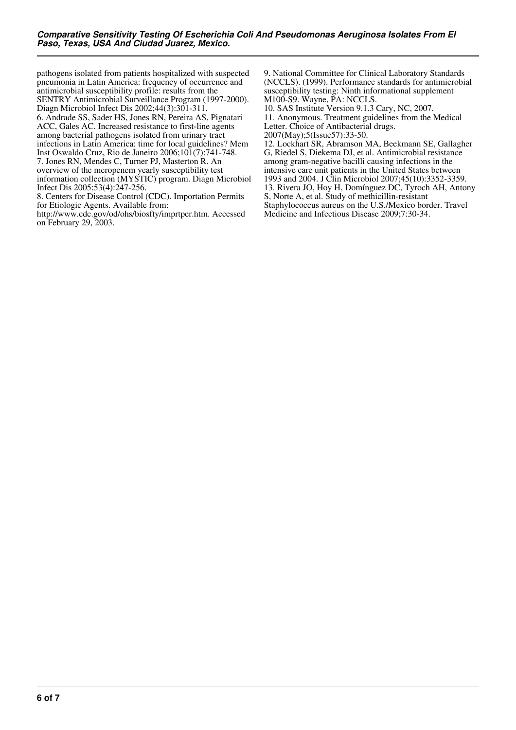pathogens isolated from patients hospitalized with suspected pneumonia in Latin America: frequency of occurrence and antimicrobial susceptibility profile: results from the SENTRY Antimicrobial Surveillance Program (1997-2000). Diagn Microbiol Infect Dis 2002;44(3):301-311.

6. Andrade SS, Sader HS, Jones RN, Pereira AS, Pignatari ACC, Gales AC. Increased resistance to first-line agents among bacterial pathogens isolated from urinary tract infections in Latin America: time for local guidelines? Mem Inst Oswaldo Cruz, Rio de Janeiro 2006;101(7):741-748.

7. Jones RN, Mendes C, Turner PJ, Masterton R. An overview of the meropenem yearly susceptibility test information collection (MYSTIC) program. Diagn Microbiol Infect Dis 2005;53(4):247-256.

8. Centers for Disease Control (CDC). Importation Permits for Etiologic Agents. Available from: http://www.cdc.gov/od/ohs/biosfty/imprtper.htm. Accessed on February 29, 2003.

9. National Committee for Clinical Laboratory Standards (NCCLS). (1999). Performance standards for antimicrobial susceptibility testing: Ninth informational supplement M100-S9. Wayne, PA: NCCLS.

10. SAS Institute Version 9.1.3 Cary, NC, 2007.

11. Anonymous. Treatment guidelines from the Medical Letter. Choice of Antibacterial drugs. 2007(May);5(Issue57):33-50.

12. Lockhart SR, Abramson MA, Beekmann SE, Gallagher G, Riedel S, Diekema DJ, et al. Antimicrobial resistance among gram-negative bacilli causing infections in the intensive care unit patients in the United States between 1993 and 2004. J Clin Microbiol 2007;45(10):3352-3359.

13. Rivera JO, Hoy H, Domínguez DC, Tyroch AH, Antony S, Norte A, et al. Study of methicillin-resistant Staphylococcus aureus on the U.S./Mexico border. Travel Medicine and Infectious Disease 2009;7:30-34.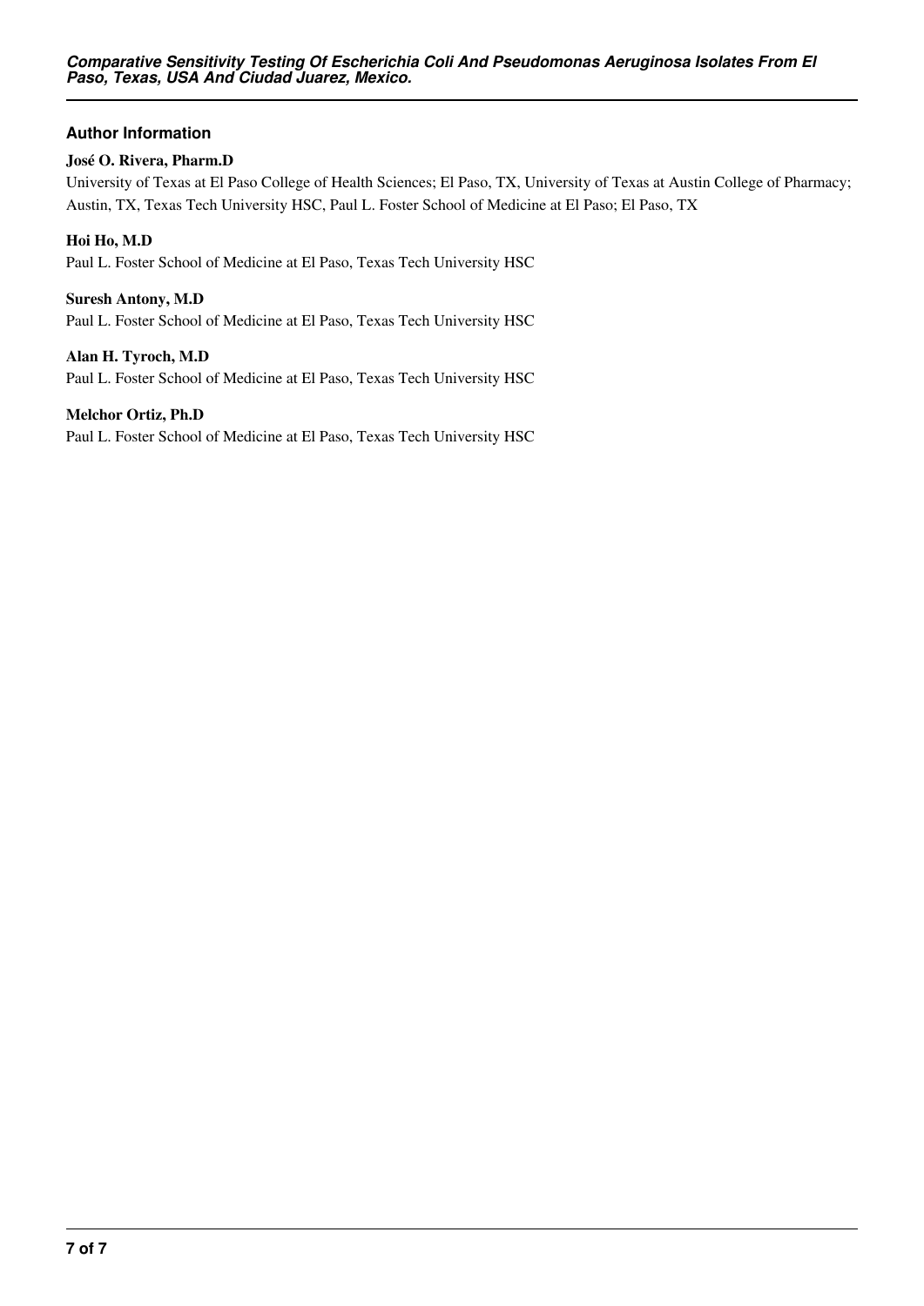## Author Information

**José O. Rivera, Pharm.D**

University of Texas at El Paso College of Health Sciences; El Paso, TX, University of Texas at Austin College of Pharmacy; Austin, TX, Texas Tech University HSC, Paul L. Foster School of Medicine at El Paso; El Paso, TX

**Hoi Ho, M.D**

Paul L. Foster School of Medicine at El Paso, Texas Tech University HSC

**Suresh Antony, M.D**

Paul L. Foster School of Medicine at El Paso, Texas Tech University HSC

**Alan H. Tyroch, M.D**

Paul L. Foster School of Medicine at El Paso, Texas Tech University HSC

**Melchor Ortiz, Ph.D**

Paul L. Foster School of Medicine at El Paso, Texas Tech University HSC